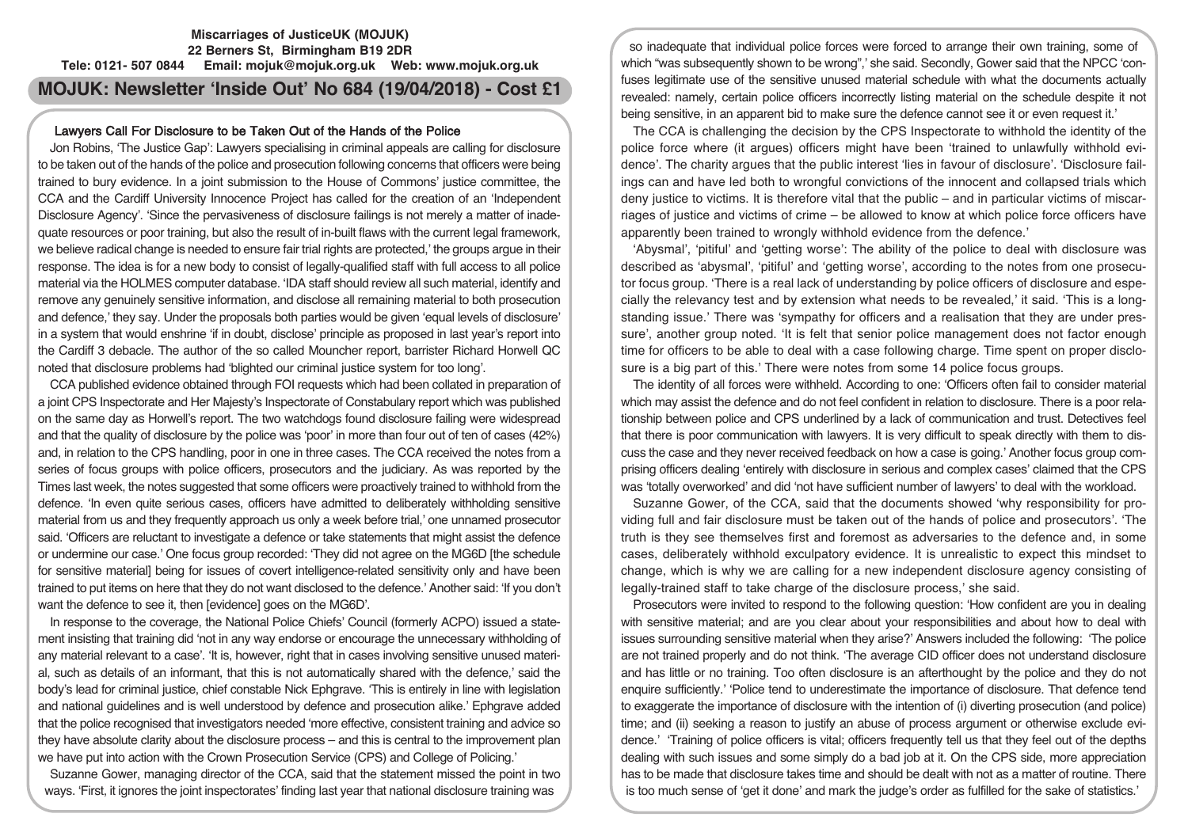**Miscarriages of JusticeUK (MOJUK)**
**22 Berners St, Birmingham B19 2DR**
**Tele: 0121- 507 0844 Email: mojuk@mojuk.org.uk Web: www.mojuk.org.uk**

# MOJUK: Newsletter 'Inside Out' No 684 (19/04/2018) - Cost £1

## Lawyers Call For Disclosure to be Taken Out of the Hands of the Police

Jon Robins, 'The Justice Gap': Lawyers specialising in criminal appeals are calling for disclosure to be taken out of the hands of the police and prosecution following concerns that officers were being trained to bury evidence. In a joint submission to the House of Commons' justice committee, the CCA and the Cardiff University Innocence Project has called for the creation of an 'Independent Disclosure Agency'. 'Since the pervasiveness of disclosure failings is not merely a matter of inadequate resources or poor training, but also the result of in-built flaws with the current legal framework, we believe radical change is needed to ensure fair trial rights are protected,' the groups argue in their response. The idea is for a new body to consist of legally-qualified staff with full access to all police material via the HOLMES computer database. 'IDA staff should review all such material, identify and remove any genuinely sensitive information, and disclose all remaining material to both prosecution and defence,' they say. Under the proposals both parties would be given 'equal levels of disclosure' in a system that would enshrine 'if in doubt, disclose' principle as proposed in last year's report into the Cardiff 3 debacle. The author of the so called Mouncher report, barrister Richard Horwell QC noted that disclosure problems had 'blighted our criminal justice system for too long'.

CCA published evidence obtained through FOI requests which had been collated in preparation of a joint CPS Inspectorate and Her Majesty's Inspectorate of Constabulary report which was published on the same day as Horwell's report. The two watchdogs found disclosure failing were widespread and that the quality of disclosure by the police was 'poor' in more than four out of ten of cases (42%) and, in relation to the CPS handling, poor in one in three cases. The CCA received the notes from a series of focus groups with police officers, prosecutors and the judiciary. As was reported by the Times last week, the notes suggested that some officers were proactively trained to withhold from the defence. 'In even quite serious cases, officers have admitted to deliberately withholding sensitive material from us and they frequently approach us only a week before trial,' one unnamed prosecutor said. 'Officers are reluctant to investigate a defence or take statements that might assist the defence or undermine our case.' One focus group recorded: 'They did not agree on the MG6D [the schedule for sensitive material] being for issues of covert intelligence-related sensitivity only and have been trained to put items on here that they do not want disclosed to the defence.' Another said: 'If you don't want the defence to see it, then [evidence] goes on the MG6D'.

In response to the coverage, the National Police Chiefs' Council (formerly ACPO) issued a statement insisting that training did 'not in any way endorse or encourage the unnecessary withholding of any material relevant to a case'. 'It is, however, right that in cases involving sensitive unused material, such as details of an informant, that this is not automatically shared with the defence,' said the body's lead for criminal justice, chief constable Nick Ephgrave. 'This is entirely in line with legislation and national guidelines and is well understood by defence and prosecution alike.' Ephgrave added that the police recognised that investigators needed 'more effective, consistent training and advice so they have absolute clarity about the disclosure process – and this is central to the improvement plan we have put into action with the Crown Prosecution Service (CPS) and College of Policing.'

Suzanne Gower, managing director of the CCA, said that the statement missed the point in two ways. 'First, it ignores the joint inspectorates' finding last year that national disclosure training was so inadequate that individual police forces were forced to arrange their own training, some of which "was subsequently shown to be wrong",' she said. Secondly, Gower said that the NPCC 'confuses legitimate use of the sensitive unused material schedule with what the documents actually revealed: namely, certain police officers incorrectly listing material on the schedule despite it not being sensitive, in an apparent bid to make sure the defence cannot see it or even request it.'

The CCA is challenging the decision by the CPS Inspectorate to withhold the identity of the police force where (it argues) officers might have been 'trained to unlawfully withhold evidence'. The charity argues that the public interest 'lies in favour of disclosure'. 'Disclosure failings can and have led both to wrongful convictions of the innocent and collapsed trials which deny justice to victims. It is therefore vital that the public – and in particular victims of miscarriages of justice and victims of crime – be allowed to know at which police force officers have apparently been trained to wrongly withhold evidence from the defence.'

'Abysmal', 'pitiful' and 'getting worse': The ability of the police to deal with disclosure was described as 'abysmal', 'pitiful' and 'getting worse', according to the notes from one prosecutor focus group. 'There is a real lack of understanding by police officers of disclosure and especially the relevancy test and by extension what needs to be revealed,' it said. 'This is a longstanding issue.' There was 'sympathy for officers and a realisation that they are under pressure', another group noted. 'It is felt that senior police management does not factor enough time for officers to be able to deal with a case following charge. Time spent on proper disclosure is a big part of this.' There were notes from some 14 police focus groups.

The identity of all forces were withheld. According to one: 'Officers often fail to consider material which may assist the defence and do not feel confident in relation to disclosure. There is a poor relationship between police and CPS underlined by a lack of communication and trust. Detectives feel that there is poor communication with lawyers. It is very difficult to speak directly with them to discuss the case and they never received feedback on how a case is going.' Another focus group comprising officers dealing 'entirely with disclosure in serious and complex cases' claimed that the CPS was 'totally overworked' and did 'not have sufficient number of lawyers' to deal with the workload.

Suzanne Gower, of the CCA, said that the documents showed 'why responsibility for providing full and fair disclosure must be taken out of the hands of police and prosecutors'. 'The truth is they see themselves first and foremost as adversaries to the defence and, in some cases, deliberately withhold exculpatory evidence. It is unrealistic to expect this mindset to change, which is why we are calling for a new independent disclosure agency consisting of legally-trained staff to take charge of the disclosure process,' she said.

Prosecutors were invited to respond to the following question: 'How confident are you in dealing with sensitive material; and are you clear about your responsibilities and about how to deal with issues surrounding sensitive material when they arise?' Answers included the following: 'The police are not trained properly and do not think. 'The average CID officer does not understand disclosure and has little or no training. Too often disclosure is an afterthought by the police and they do not enquire sufficiently.' 'Police tend to underestimate the importance of disclosure. That defence tend to exaggerate the importance of disclosure with the intention of (i) diverting prosecution (and police) time; and (ii) seeking a reason to justify an abuse of process argument or otherwise exclude evidence.' 'Training of police officers is vital; officers frequently tell us that they feel out of the depths dealing with such issues and some simply do a bad job at it. On the CPS side, more appreciation has to be made that disclosure takes time and should be dealt with not as a matter of routine. There is too much sense of 'get it done' and mark the judge's order as fulfilled for the sake of statistics.'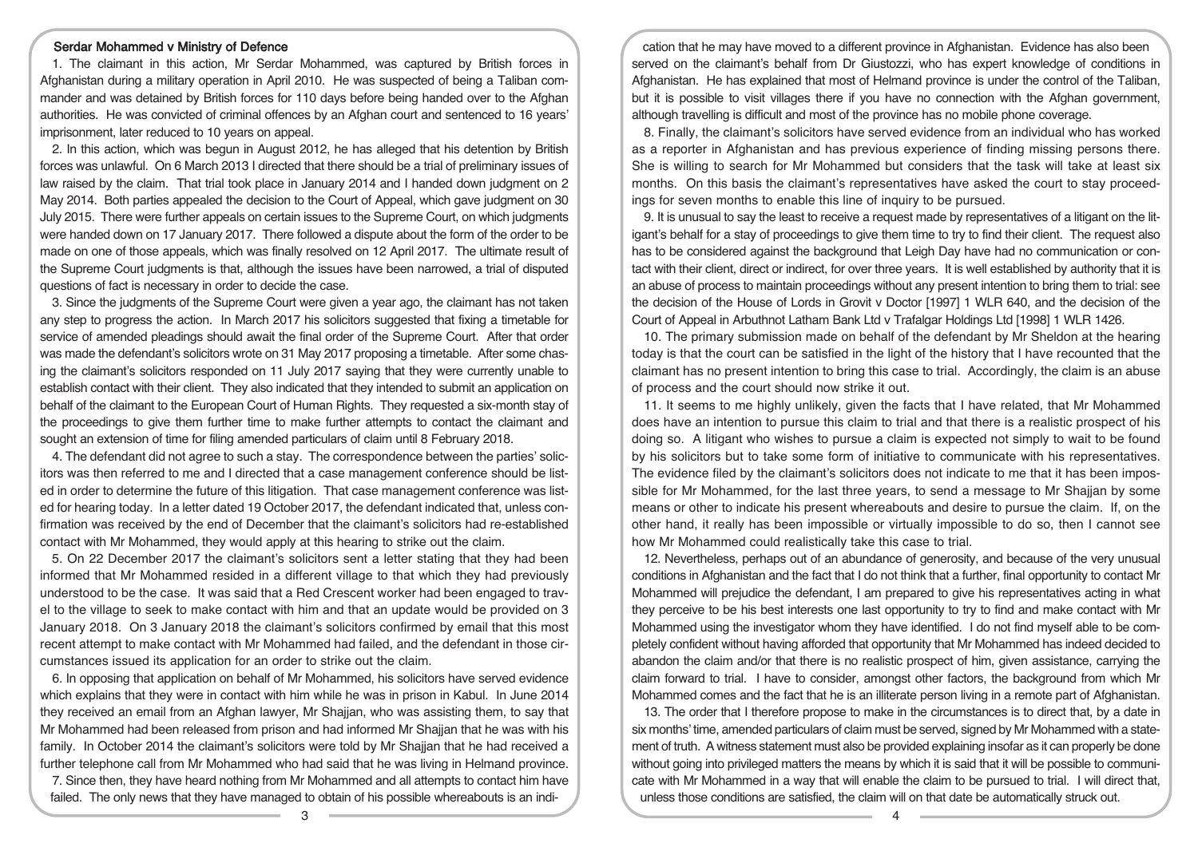## Serdar Mohammed v Ministry of Defence

1. The claimant in this action, Mr Serdar Mohammed, was captured by British forces in Afghanistan during a military operation in April 2010. He was suspected of being a Taliban commander and was detained by British forces for 110 days before being handed over to the Afghan authorities. He was convicted of criminal offences by an Afghan court and sentenced to 16 years' imprisonment, later reduced to 10 years on appeal.

2. In this action, which was begun in August 2012, he has alleged that his detention by British forces was unlawful. On 6 March 2013 I directed that there should be a trial of preliminary issues of law raised by the claim. That trial took place in January 2014 and I handed down judgment on 2 May 2014. Both parties appealed the decision to the Court of Appeal, which gave judgment on 30 July 2015. There were further appeals on certain issues to the Supreme Court, on which judgments were handed down on 17 January 2017. There followed a dispute about the form of the order to be made on one of those appeals, which was finally resolved on 12 April 2017. The ultimate result of the Supreme Court judgments is that, although the issues have been narrowed, a trial of disputed questions of fact is necessary in order to decide the case.

3. Since the judgments of the Supreme Court were given a year ago, the claimant has not taken any step to progress the action. In March 2017 his solicitors suggested that fixing a timetable for service of amended pleadings should await the final order of the Supreme Court. After that order was made the defendant's solicitors wrote on 31 May 2017 proposing a timetable. After some chasing the claimant's solicitors responded on 11 July 2017 saying that they were currently unable to establish contact with their client. They also indicated that they intended to submit an application on behalf of the claimant to the European Court of Human Rights. They requested a six-month stay of the proceedings to give them further time to make further attempts to contact the claimant and sought an extension of time for filing amended particulars of claim until 8 February 2018.

4. The defendant did not agree to such a stay. The correspondence between the parties' solicitors was then referred to me and I directed that a case management conference should be listed in order to determine the future of this litigation. That case management conference was listed for hearing today. In a letter dated 19 October 2017, the defendant indicated that, unless confirmation was received by the end of December that the claimant's solicitors had re-established contact with Mr Mohammed, they would apply at this hearing to strike out the claim.

5. On 22 December 2017 the claimant's solicitors sent a letter stating that they had been informed that Mr Mohammed resided in a different village to that which they had previously understood to be the case. It was said that a Red Crescent worker had been engaged to travel to the village to seek to make contact with him and that an update would be provided on 3 January 2018. On 3 January 2018 the claimant's solicitors confirmed by email that this most recent attempt to make contact with Mr Mohammed had failed, and the defendant in those circumstances issued its application for an order to strike out the claim.

6. In opposing that application on behalf of Mr Mohammed, his solicitors have served evidence which explains that they were in contact with him while he was in prison in Kabul. In June 2014 they received an email from an Afghan lawyer, Mr Shajjan, who was assisting them, to say that Mr Mohammed had been released from prison and had informed Mr Shajjan that he was with his family. In October 2014 the claimant's solicitors were told by Mr Shajjan that he had received a further telephone call from Mr Mohammed who had said that he was living in Helmand province.

7. Since then, they have heard nothing from Mr Mohammed and all attempts to contact him have failed. The only news that they have managed to obtain of his possible whereabouts is an indication that he may have moved to a different province in Afghanistan. Evidence has also been served on the claimant's behalf from Dr Giustozzi, who has expert knowledge of conditions in Afghanistan. He has explained that most of Helmand province is under the control of the Taliban, but it is possible to visit villages there if you have no connection with the Afghan government, although travelling is difficult and most of the province has no mobile phone coverage.

8. Finally, the claimant's solicitors have served evidence from an individual who has worked as a reporter in Afghanistan and has previous experience of finding missing persons there. She is willing to search for Mr Mohammed but considers that the task will take at least six months. On this basis the claimant's representatives have asked the court to stay proceedings for seven months to enable this line of inquiry to be pursued.

9. It is unusual to say the least to receive a request made by representatives of a litigant on the litigant's behalf for a stay of proceedings to give them time to try to find their client. The request also has to be considered against the background that Leigh Day have had no communication or contact with their client, direct or indirect, for over three years. It is well established by authority that it is an abuse of process to maintain proceedings without any present intention to bring them to trial: see the decision of the House of Lords in Grovit v Doctor [1997] 1 WLR 640, and the decision of the Court of Appeal in Arbuthnot Latham Bank Ltd v Trafalgar Holdings Ltd [1998] 1 WLR 1426.

10. The primary submission made on behalf of the defendant by Mr Sheldon at the hearing today is that the court can be satisfied in the light of the history that I have recounted that the claimant has no present intention to bring this case to trial. Accordingly, the claim is an abuse of process and the court should now strike it out.

11. It seems to me highly unlikely, given the facts that I have related, that Mr Mohammed does have an intention to pursue this claim to trial and that there is a realistic prospect of his doing so. A litigant who wishes to pursue a claim is expected not simply to wait to be found by his solicitors but to take some form of initiative to communicate with his representatives. The evidence filed by the claimant's solicitors does not indicate to me that it has been impossible for Mr Mohammed, for the last three years, to send a message to Mr Shajjan by some means or other to indicate his present whereabouts and desire to pursue the claim. If, on the other hand, it really has been impossible or virtually impossible to do so, then I cannot see how Mr Mohammed could realistically take this case to trial.

12. Nevertheless, perhaps out of an abundance of generosity, and because of the very unusual conditions in Afghanistan and the fact that I do not think that a further, final opportunity to contact Mr Mohammed will prejudice the defendant, I am prepared to give his representatives acting in what they perceive to be his best interests one last opportunity to try to find and make contact with Mr Mohammed using the investigator whom they have identified. I do not find myself able to be completely confident without having afforded that opportunity that Mr Mohammed has indeed decided to abandon the claim and/or that there is no realistic prospect of him, given assistance, carrying the claim forward to trial. I have to consider, amongst other factors, the background from which Mr Mohammed comes and the fact that he is an illiterate person living in a remote part of Afghanistan.

13. The order that I therefore propose to make in the circumstances is to direct that, by a date in six months' time, amended particulars of claim must be served, signed by Mr Mohammed with a statement of truth. A witness statement must also be provided explaining insofar as it can properly be done without going into privileged matters the means by which it is said that it will be possible to communicate with Mr Mohammed in a way that will enable the claim to be pursued to trial. I will direct that, unless those conditions are satisfied, the claim will on that date be automatically struck out.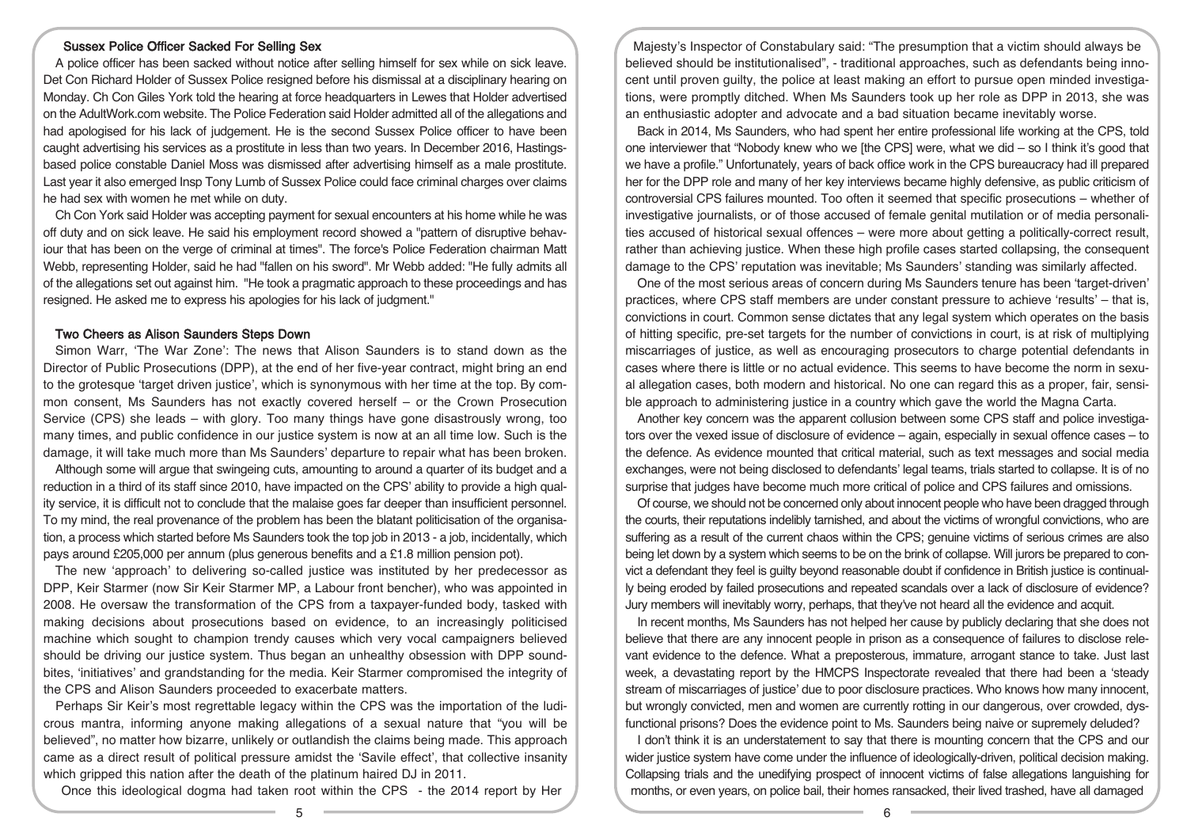### Sussex Police Officer Sacked For Selling Sex

A police officer has been sacked without notice after selling himself for sex while on sick leave. Det Con Richard Holder of Sussex Police resigned before his dismissal at a disciplinary hearing on Monday. Ch Con Giles York told the hearing at force headquarters in Lewes that Holder advertised on the AdultWork.com website. The Police Federation said Holder admitted all of the allegations and had apologised for his lack of judgement. He is the second Sussex Police officer to have been caught advertising his services as a prostitute in less than two years. In December 2016, Hastings-based police constable Daniel Moss was dismissed after advertising himself as a male prostitute. Last year it also emerged Insp Tony Lumb of Sussex Police could face criminal charges over claims he had sex with women he met while on duty.

Ch Con York said Holder was accepting payment for sexual encounters at his home while he was off duty and on sick leave. He said his employment record showed a "pattern of disruptive behaviour that has been on the verge of criminal at times". The force's Police Federation chairman Matt Webb, representing Holder, said he had "fallen on his sword". Mr Webb added: "He fully admits all of the allegations set out against him. "He took a pragmatic approach to these proceedings and has resigned. He asked me to express his apologies for his lack of judgment."

### Two Cheers as Alison Saunders Steps Down

Simon Warr, 'The War Zone': The news that Alison Saunders is to stand down as the Director of Public Prosecutions (DPP), at the end of her five-year contract, might bring an end to the grotesque 'target driven justice', which is synonymous with her time at the top. By common consent, Ms Saunders has not exactly covered herself – or the Crown Prosecution Service (CPS) she leads – with glory. Too many things have gone disastrously wrong, too many times, and public confidence in our justice system is now at an all time low. Such is the damage, it will take much more than Ms Saunders' departure to repair what has been broken.

Although some will argue that swingeing cuts, amounting to around a quarter of its budget and a reduction in a third of its staff since 2010, have impacted on the CPS' ability to provide a high quality service, it is difficult not to conclude that the malaise goes far deeper than insufficient personnel. To my mind, the real provenance of the problem has been the blatant politicisation of the organisation, a process which started before Ms Saunders took the top job in 2013 - a job, incidentally, which pays around £205,000 per annum (plus generous benefits and a £1.8 million pension pot).

The new 'approach' to delivering so-called justice was instituted by her predecessor as DPP, Keir Starmer (now Sir Keir Starmer MP, a Labour front bencher), who was appointed in 2008. He oversaw the transformation of the CPS from a taxpayer-funded body, tasked with making decisions about prosecutions based on evidence, to an increasingly politicised machine which sought to champion trendy causes which very vocal campaigners believed should be driving our justice system. Thus began an unhealthy obsession with DPP soundbites, 'initiatives' and grandstanding for the media. Keir Starmer compromised the integrity of the CPS and Alison Saunders proceeded to exacerbate matters.

Perhaps Sir Keir's most regrettable legacy within the CPS was the importation of the ludicrous mantra, informing anyone making allegations of a sexual nature that "you will be believed", no matter how bizarre, unlikely or outlandish the claims being made. This approach came as a direct result of political pressure amidst the 'Savile effect', that collective insanity which gripped this nation after the death of the platinum haired DJ in 2011.

Once this ideological dogma had taken root within the CPS - the 2014 report by Her Majesty's Inspector of Constabulary said: "The presumption that a victim should always be believed should be institutionalised", - traditional approaches, such as defendants being innocent until proven guilty, the police at least making an effort to pursue open minded investigations, were promptly ditched. When Ms Saunders took up her role as DPP in 2013, she was an enthusiastic adopter and advocate and a bad situation became inevitably worse.

Back in 2014, Ms Saunders, who had spent her entire professional life working at the CPS, told one interviewer that "Nobody knew who we [the CPS] were, what we did – so I think it's good that we have a profile." Unfortunately, years of back office work in the CPS bureaucracy had ill prepared her for the DPP role and many of her key interviews became highly defensive, as public criticism of controversial CPS failures mounted. Too often it seemed that specific prosecutions – whether of investigative journalists, or of those accused of female genital mutilation or of media personalities accused of historical sexual offences – were more about getting a politically-correct result, rather than achieving justice. When these high profile cases started collapsing, the consequent damage to the CPS' reputation was inevitable; Ms Saunders' standing was similarly affected.

One of the most serious areas of concern during Ms Saunders tenure has been 'target-driven' practices, where CPS staff members are under constant pressure to achieve 'results' – that is, convictions in court. Common sense dictates that any legal system which operates on the basis of hitting specific, pre-set targets for the number of convictions in court, is at risk of multiplying miscarriages of justice, as well as encouraging prosecutors to charge potential defendants in cases where there is little or no actual evidence. This seems to have become the norm in sexual allegation cases, both modern and historical. No one can regard this as a proper, fair, sensible approach to administering justice in a country which gave the world the Magna Carta.

Another key concern was the apparent collusion between some CPS staff and police investigators over the vexed issue of disclosure of evidence – again, especially in sexual offence cases – to the defence. As evidence mounted that critical material, such as text messages and social media exchanges, were not being disclosed to defendants' legal teams, trials started to collapse. It is of no surprise that judges have become much more critical of police and CPS failures and omissions.

Of course, we should not be concerned only about innocent people who have been dragged through the courts, their reputations indelibly tarnished, and about the victims of wrongful convictions, who are suffering as a result of the current chaos within the CPS; genuine victims of serious crimes are also being let down by a system which seems to be on the brink of collapse. Will jurors be prepared to convict a defendant they feel is guilty beyond reasonable doubt if confidence in British justice is continually being eroded by failed prosecutions and repeated scandals over a lack of disclosure of evidence? Jury members will inevitably worry, perhaps, that they've not heard all the evidence and acquit.

In recent months, Ms Saunders has not helped her cause by publicly declaring that she does not believe that there are any innocent people in prison as a consequence of failures to disclose relevant evidence to the defence. What a preposterous, immature, arrogant stance to take. Just last week, a devastating report by the HMCPS Inspectorate revealed that there had been a 'steady stream of miscarriages of justice' due to poor disclosure practices. Who knows how many innocent, but wrongly convicted, men and women are currently rotting in our dangerous, over crowded, dysfunctional prisons? Does the evidence point to Ms. Saunders being naive or supremely deluded?

I don't think it is an understatement to say that there is mounting concern that the CPS and our wider justice system have come under the influence of ideologically-driven, political decision making. Collapsing trials and the unedifying prospect of innocent victims of false allegations languishing for months, or even years, on police bail, their homes ransacked, their lived trashed, have all damaged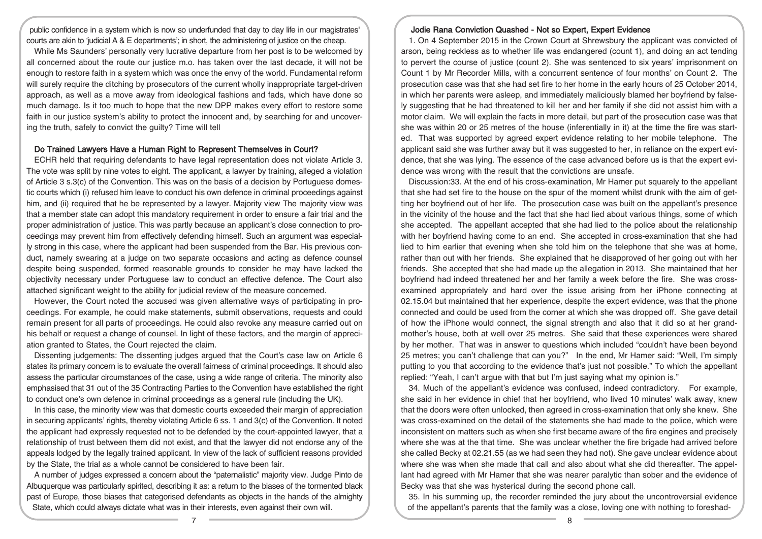public confidence in a system which is now so underfunded that day to day life in our magistrates' courts are akin to 'judicial A & E departments'; in short, the administering of justice on the cheap.

While Ms Saunders' personally very lucrative departure from her post is to be welcomed by all concerned about the route our justice m.o. has taken over the last decade, it will not be enough to restore faith in a system which was once the envy of the world. Fundamental reform will surely require the ditching by prosecutors of the current wholly inappropriate target-driven approach, as well as a move away from ideological fashions and fads, which have done so much damage. Is it too much to hope that the new DPP makes every effort to restore some faith in our justice system's ability to protect the innocent and, by searching for and uncovering the truth, safely to convict the guilty? Time will tell

### Do Trained Lawyers Have a Human Right to Represent Themselves in Court?

ECHR held that requiring defendants to have legal representation does not violate Article 3. The vote was split by nine votes to eight. The applicant, a lawyer by training, alleged a violation of Article 3 s.3(c) of the Convention. This was on the basis of a decision by Portuguese domestic courts which (i) refused him leave to conduct his own defence in criminal proceedings against him, and (ii) required that he be represented by a lawyer. Majority view The majority view was that a member state can adopt this mandatory requirement in order to ensure a fair trial and the proper administration of justice. This was partly because an applicant's close connection to proceedings may prevent him from effectively defending himself. Such an argument was especially strong in this case, where the applicant had been suspended from the Bar. His previous conduct, namely swearing at a judge on two separate occasions and acting as defence counsel despite being suspended, formed reasonable grounds to consider he may have lacked the objectivity necessary under Portuguese law to conduct an effective defence. The Court also attached significant weight to the ability for judicial review of the measure concerned.

However, the Court noted the accused was given alternative ways of participating in proceedings. For example, he could make statements, submit observations, requests and could remain present for all parts of proceedings. He could also revoke any measure carried out on his behalf or request a change of counsel. In light of these factors, and the margin of appreciation granted to States, the Court rejected the claim.

Dissenting judgements: The dissenting judges argued that the Court's case law on Article 6 states its primary concern is to evaluate the overall fairness of criminal proceedings. It should also assess the particular circumstances of the case, using a wide range of criteria. The minority also emphasised that 31 out of the 35 Contracting Parties to the Convention have established the right to conduct one's own defence in criminal proceedings as a general rule (including the UK).

In this case, the minority view was that domestic courts exceeded their margin of appreciation in securing applicants' rights, thereby violating Article 6 ss. 1 and 3(c) of the Convention. It noted the applicant had expressly requested not to be defended by the court-appointed lawyer, that a relationship of trust between them did not exist, and that the lawyer did not endorse any of the appeals lodged by the legally trained applicant. In view of the lack of sufficient reasons provided by the State, the trial as a whole cannot be considered to have been fair.

A number of judges expressed a concern about the "paternalistic" majority view. Judge Pinto de Albuquerque was particularly spirited, describing it as: a return to the biases of the tormented black past of Europe, those biases that categorised defendants as objects in the hands of the almighty State, which could always dictate what was in their interests, even against their own will.

### Jodie Rana Conviction Quashed - Not so Expert, Expert Evidence

1. On 4 September 2015 in the Crown Court at Shrewsbury the applicant was convicted of arson, being reckless as to whether life was endangered (count 1), and doing an act tending to pervert the course of justice (count 2). She was sentenced to six years' imprisonment on Count 1 by Mr Recorder Mills, with a concurrent sentence of four months' on Count 2. The prosecution case was that she had set fire to her home in the early hours of 25 October 2014, in which her parents were asleep, and immediately maliciously blamed her boyfriend by falsely suggesting that he had threatened to kill her and her family if she did not assist him with a motor claim. We will explain the facts in more detail, but part of the prosecution case was that she was within 20 or 25 metres of the house (inferentially in it) at the time the fire was started. That was supported by agreed expert evidence relating to her mobile telephone. The applicant said she was further away but it was suggested to her, in reliance on the expert evidence, that she was lying. The essence of the case advanced before us is that the expert evidence was wrong with the result that the convictions are unsafe.

Discussion:33. At the end of his cross-examination, Mr Hamer put squarely to the appellant that she had set fire to the house on the spur of the moment whilst drunk with the aim of getting her boyfriend out of her life. The prosecution case was built on the appellant's presence in the vicinity of the house and the fact that she had lied about various things, some of which she accepted. The appellant accepted that she had lied to the police about the relationship with her boyfriend having come to an end. She accepted in cross-examination that she had lied to him earlier that evening when she told him on the telephone that she was at home, rather than out with her friends. She explained that he disapproved of her going out with her friends. She accepted that she had made up the allegation in 2013. She maintained that her boyfriend had indeed threatened her and her family a week before the fire. She was cross-examined appropriately and hard over the issue arising from her iPhone connecting at 02.15.04 but maintained that her experience, despite the expert evidence, was that the phone connected and could be used from the corner at which she was dropped off. She gave detail of how the iPhone would connect, the signal strength and also that it did so at her grandmother's house, both at well over 25 metres. She said that these experiences were shared by her mother. That was in answer to questions which included "couldn't have been beyond 25 metres; you can't challenge that can you?" In the end, Mr Hamer said: "Well, I'm simply putting to you that according to the evidence that's just not possible." To which the appellant replied: "Yeah, I can't argue with that but I'm just saying what my opinion is."

34. Much of the appellant's evidence was confused, indeed contradictory. For example, she said in her evidence in chief that her boyfriend, who lived 10 minutes' walk away, knew that the doors were often unlocked, then agreed in cross-examination that only she knew. She was cross-examined on the detail of the statements she had made to the police, which were inconsistent on matters such as when she first became aware of the fire engines and precisely where she was at the that time. She was unclear whether the fire brigade had arrived before she called Becky at 02.21.55 (as we had seen they had not). She gave unclear evidence about where she was when she made that call and also about what she did thereafter. The appellant had agreed with Mr Hamer that she was nearer paralytic than sober and the evidence of Becky was that she was hysterical during the second phone call.

35. In his summing up, the recorder reminded the jury about the uncontroversial evidence of the appellant's parents that the family was a close, loving one with nothing to foreshad-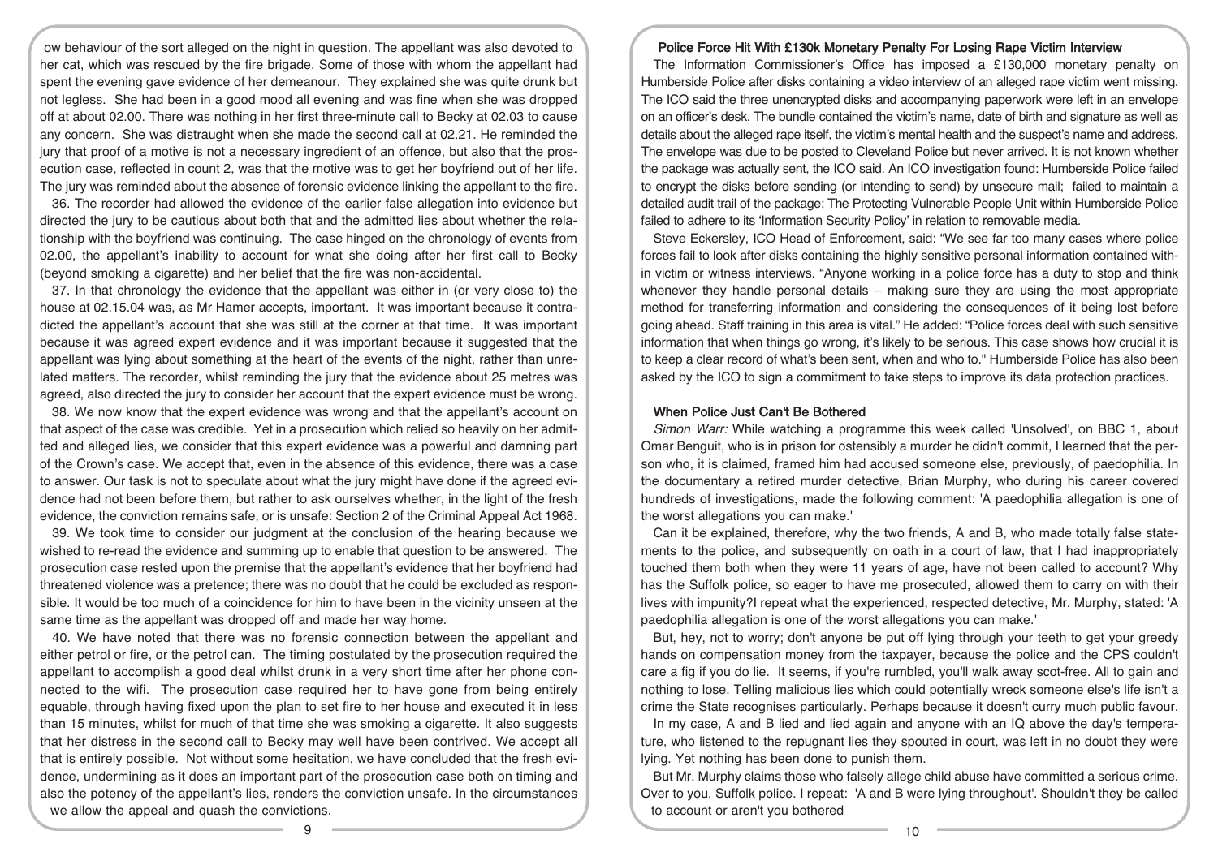ow behaviour of the sort alleged on the night in question. The appellant was also devoted to her cat, which was rescued by the fire brigade. Some of those with whom the appellant had spent the evening gave evidence of her demeanour. They explained she was quite drunk but not legless. She had been in a good mood all evening and was fine when she was dropped off at about 02.00. There was nothing in her first three-minute call to Becky at 02.03 to cause any concern. She was distraught when she made the second call at 02.21. He reminded the jury that proof of a motive is not a necessary ingredient of an offence, but also that the prosecution case, reflected in count 2, was that the motive was to get her boyfriend out of her life. The jury was reminded about the absence of forensic evidence linking the appellant to the fire.

36. The recorder had allowed the evidence of the earlier false allegation into evidence but directed the jury to be cautious about both that and the admitted lies about whether the relationship with the boyfriend was continuing. The case hinged on the chronology of events from 02.00, the appellant's inability to account for what she doing after her first call to Becky (beyond smoking a cigarette) and her belief that the fire was non-accidental.

37. In that chronology the evidence that the appellant was either in (or very close to) the house at 02.15.04 was, as Mr Hamer accepts, important. It was important because it contradicted the appellant's account that she was still at the corner at that time. It was important because it was agreed expert evidence and it was important because it suggested that the appellant was lying about something at the heart of the events of the night, rather than unrelated matters. The recorder, whilst reminding the jury that the evidence about 25 metres was agreed, also directed the jury to consider her account that the expert evidence must be wrong.

38. We now know that the expert evidence was wrong and that the appellant's account on that aspect of the case was credible. Yet in a prosecution which relied so heavily on her admitted and alleged lies, we consider that this expert evidence was a powerful and damning part of the Crown's case. We accept that, even in the absence of this evidence, there was a case to answer. Our task is not to speculate about what the jury might have done if the agreed evidence had not been before them, but rather to ask ourselves whether, in the light of the fresh evidence, the conviction remains safe, or is unsafe: Section 2 of the Criminal Appeal Act 1968.

39. We took time to consider our judgment at the conclusion of the hearing because we wished to re-read the evidence and summing up to enable that question to be answered. The prosecution case rested upon the premise that the appellant's evidence that her boyfriend had threatened violence was a pretence; there was no doubt that he could be excluded as responsible. It would be too much of a coincidence for him to have been in the vicinity unseen at the same time as the appellant was dropped off and made her way home.

40. We have noted that there was no forensic connection between the appellant and either petrol or fire, or the petrol can. The timing postulated by the prosecution required the appellant to accomplish a good deal whilst drunk in a very short time after her phone connected to the wifi. The prosecution case required her to have gone from being entirely equable, through having fixed upon the plan to set fire to her house and executed it in less than 15 minutes, whilst for much of that time she was smoking a cigarette. It also suggests that her distress in the second call to Becky may well have been contrived. We accept all that is entirely possible. Not without some hesitation, we have concluded that the fresh evidence, undermining as it does an important part of the prosecution case both on timing and also the potency of the appellant's lies, renders the conviction unsafe. In the circumstances we allow the appeal and quash the convictions.

### Police Force Hit With £130k Monetary Penalty For Losing Rape Victim Interview

The Information Commissioner's Office has imposed a £130,000 monetary penalty on Humberside Police after disks containing a video interview of an alleged rape victim went missing. The ICO said the three unencrypted disks and accompanying paperwork were left in an envelope on an officer's desk. The bundle contained the victim's name, date of birth and signature as well as details about the alleged rape itself, the victim's mental health and the suspect's name and address. The envelope was due to be posted to Cleveland Police but never arrived. It is not known whether the package was actually sent, the ICO said. An ICO investigation found: Humberside Police failed to encrypt the disks before sending (or intending to send) by unsecure mail; failed to maintain a detailed audit trail of the package; The Protecting Vulnerable People Unit within Humberside Police failed to adhere to its 'Information Security Policy' in relation to removable media.

Steve Eckersley, ICO Head of Enforcement, said: "We see far too many cases where police forces fail to look after disks containing the highly sensitive personal information contained within victim or witness interviews. "Anyone working in a police force has a duty to stop and think whenever they handle personal details – making sure they are using the most appropriate method for transferring information and considering the consequences of it being lost before going ahead. Staff training in this area is vital." He added: "Police forces deal with such sensitive information that when things go wrong, it's likely to be serious. This case shows how crucial it is to keep a clear record of what's been sent, when and who to." Humberside Police has also been asked by the ICO to sign a commitment to take steps to improve its data protection practices.

### When Police Just Can't Be Bothered

*Simon Warr:* While watching a programme this week called 'Unsolved', on BBC 1, about Omar Benguit, who is in prison for ostensibly a murder he didn't commit, I learned that the person who, it is claimed, framed him had accused someone else, previously, of paedophilia. In the documentary a retired murder detective, Brian Murphy, who during his career covered hundreds of investigations, made the following comment: 'A paedophilia allegation is one of the worst allegations you can make.'

Can it be explained, therefore, why the two friends, A and B, who made totally false statements to the police, and subsequently on oath in a court of law, that I had inappropriately touched them both when they were 11 years of age, have not been called to account? Why has the Suffolk police, so eager to have me prosecuted, allowed them to carry on with their lives with impunity?I repeat what the experienced, respected detective, Mr. Murphy, stated: 'A paedophilia allegation is one of the worst allegations you can make.'

But, hey, not to worry; don't anyone be put off lying through your teeth to get your greedy hands on compensation money from the taxpayer, because the police and the CPS couldn't care a fig if you do lie. It seems, if you're rumbled, you'll walk away scot-free. All to gain and nothing to lose. Telling malicious lies which could potentially wreck someone else's life isn't a crime the State recognises particularly. Perhaps because it doesn't curry much public favour.

In my case, A and B lied and lied again and anyone with an IQ above the day's temperature, who listened to the repugnant lies they spouted in court, was left in no doubt they were lying. Yet nothing has been done to punish them.

But Mr. Murphy claims those who falsely allege child abuse have committed a serious crime. Over to you, Suffolk police. I repeat: 'A and B were lying throughout'. Shouldn't they be called to account or aren't you bothered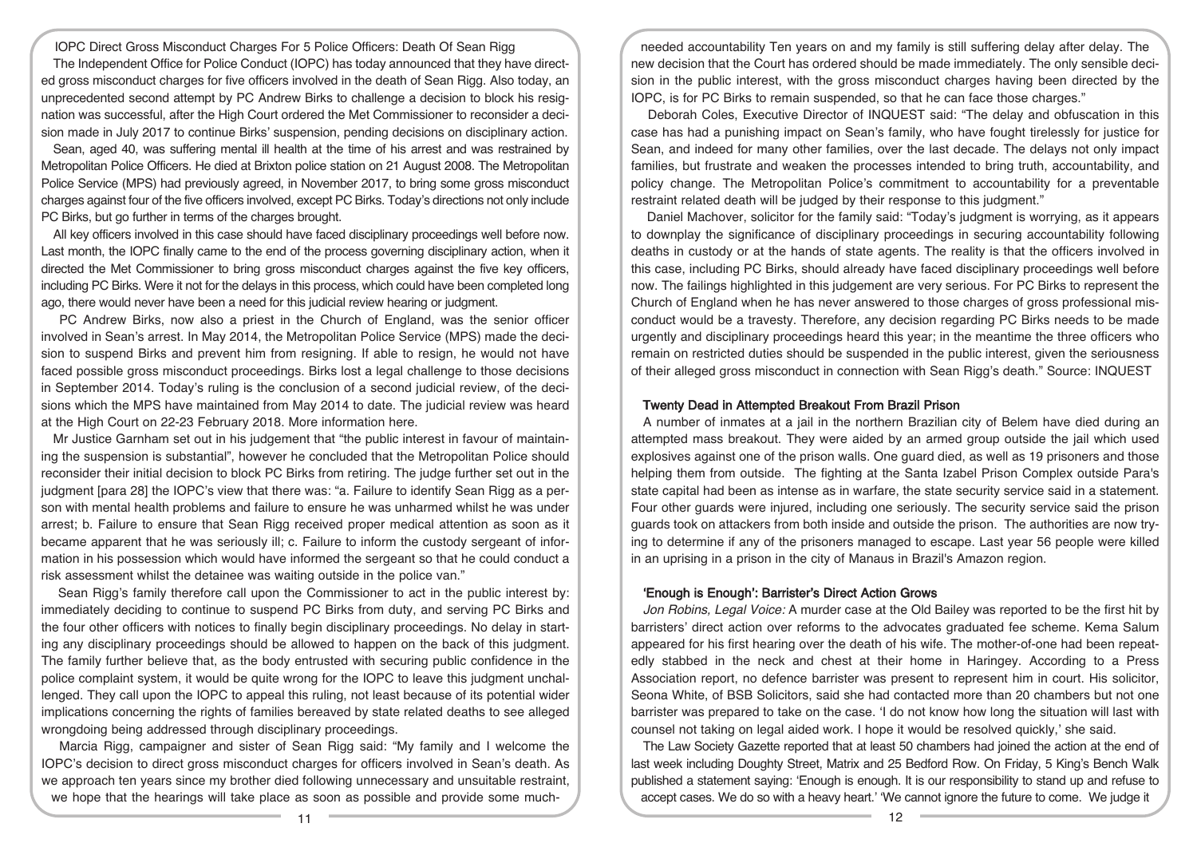IOPC Direct Gross Misconduct Charges For 5 Police Officers: Death Of Sean Rigg

The Independent Office for Police Conduct (IOPC) has today announced that they have directed gross misconduct charges for five officers involved in the death of Sean Rigg. Also today, an unprecedented second attempt by PC Andrew Birks to challenge a decision to block his resignation was successful, after the High Court ordered the Met Commissioner to reconsider a decision made in July 2017 to continue Birks' suspension, pending decisions on disciplinary action.

Sean, aged 40, was suffering mental ill health at the time of his arrest and was restrained by Metropolitan Police Officers. He died at Brixton police station on 21 August 2008. The Metropolitan Police Service (MPS) had previously agreed, in November 2017, to bring some gross misconduct charges against four of the five officers involved, except PC Birks. Today's directions not only include PC Birks, but go further in terms of the charges brought.

All key officers involved in this case should have faced disciplinary proceedings well before now. Last month, the IOPC finally came to the end of the process governing disciplinary action, when it directed the Met Commissioner to bring gross misconduct charges against the five key officers, including PC Birks. Were it not for the delays in this process, which could have been completed long ago, there would never have been a need for this judicial review hearing or judgment.

PC Andrew Birks, now also a priest in the Church of England, was the senior officer involved in Sean's arrest. In May 2014, the Metropolitan Police Service (MPS) made the decision to suspend Birks and prevent him from resigning. If able to resign, he would not have faced possible gross misconduct proceedings. Birks lost a legal challenge to those decisions in September 2014. Today's ruling is the conclusion of a second judicial review, of the decisions which the MPS have maintained from May 2014 to date. The judicial review was heard at the High Court on 22-23 February 2018. More information here.

Mr Justice Garnham set out in his judgement that "the public interest in favour of maintaining the suspension is substantial", however he concluded that the Metropolitan Police should reconsider their initial decision to block PC Birks from retiring. The judge further set out in the judgment [para 28] the IOPC's view that there was: "a. Failure to identify Sean Rigg as a person with mental health problems and failure to ensure he was unharmed whilst he was under arrest; b. Failure to ensure that Sean Rigg received proper medical attention as soon as it became apparent that he was seriously ill; c. Failure to inform the custody sergeant of information in his possession which would have informed the sergeant so that he could conduct a risk assessment whilst the detainee was waiting outside in the police van."

Sean Rigg's family therefore call upon the Commissioner to act in the public interest by: immediately deciding to continue to suspend PC Birks from duty, and serving PC Birks and the four other officers with notices to finally begin disciplinary proceedings. No delay in starting any disciplinary proceedings should be allowed to happen on the back of this judgment. The family further believe that, as the body entrusted with securing public confidence in the police complaint system, it would be quite wrong for the IOPC to leave this judgment unchallenged. They call upon the IOPC to appeal this ruling, not least because of its potential wider implications concerning the rights of families bereaved by state related deaths to see alleged wrongdoing being addressed through disciplinary proceedings.

Marcia Rigg, campaigner and sister of Sean Rigg said: "My family and I welcome the IOPC's decision to direct gross misconduct charges for officers involved in Sean's death. As we approach ten years since my brother died following unnecessary and unsuitable restraint, we hope that the hearings will take place as soon as possible and provide some much-needed accountability Ten years on and my family is still suffering delay after delay. The new decision that the Court has ordered should be made immediately. The only sensible decision in the public interest, with the gross misconduct charges having been directed by the IOPC, is for PC Birks to remain suspended, so that he can face those charges."

Deborah Coles, Executive Director of INQUEST said: "The delay and obfuscation in this case has had a punishing impact on Sean's family, who have fought tirelessly for justice for Sean, and indeed for many other families, over the last decade. The delays not only impact families, but frustrate and weaken the processes intended to bring truth, accountability, and policy change. The Metropolitan Police's commitment to accountability for a preventable restraint related death will be judged by their response to this judgment."

Daniel Machover, solicitor for the family said: "Today's judgment is worrying, as it appears to downplay the significance of disciplinary proceedings in securing accountability following deaths in custody or at the hands of state agents. The reality is that the officers involved in this case, including PC Birks, should already have faced disciplinary proceedings well before now. The failings highlighted in this judgement are very serious. For PC Birks to represent the Church of England when he has never answered to those charges of gross professional misconduct would be a travesty. Therefore, any decision regarding PC Birks needs to be made urgently and disciplinary proceedings heard this year; in the meantime the three officers who remain on restricted duties should be suspended in the public interest, given the seriousness of their alleged gross misconduct in connection with Sean Rigg's death." Source: INQUEST

## Twenty Dead in Attempted Breakout From Brazil Prison

A number of inmates at a jail in the northern Brazilian city of Belem have died during an attempted mass breakout. They were aided by an armed group outside the jail which used explosives against one of the prison walls. One guard died, as well as 19 prisoners and those helping them from outside. The fighting at the Santa Izabel Prison Complex outside Para's state capital had been as intense as in warfare, the state security service said in a statement. Four other guards were injured, including one seriously. The security service said the prison guards took on attackers from both inside and outside the prison. The authorities are now trying to determine if any of the prisoners managed to escape. Last year 56 people were killed in an uprising in a prison in the city of Manaus in Brazil's Amazon region.

## 'Enough is Enough': Barrister's Direct Action Grows

*Jon Robins, Legal Voice:* A murder case at the Old Bailey was reported to be the first hit by barristers' direct action over reforms to the advocates graduated fee scheme. Kema Salum appeared for his first hearing over the death of his wife. The mother-of-one had been repeatedly stabbed in the neck and chest at their home in Haringey. According to a Press Association report, no defence barrister was present to represent him in court. His solicitor, Seona White, of BSB Solicitors, said she had contacted more than 20 chambers but not one barrister was prepared to take on the case. 'I do not know how long the situation will last with counsel not taking on legal aided work. I hope it would be resolved quickly,' she said.

The Law Society Gazette reported that at least 50 chambers had joined the action at the end of last week including Doughty Street, Matrix and 25 Bedford Row. On Friday, 5 King's Bench Walk published a statement saying: 'Enough is enough. It is our responsibility to stand up and refuse to accept cases. We do so with a heavy heart.' 'We cannot ignore the future to come. We judge it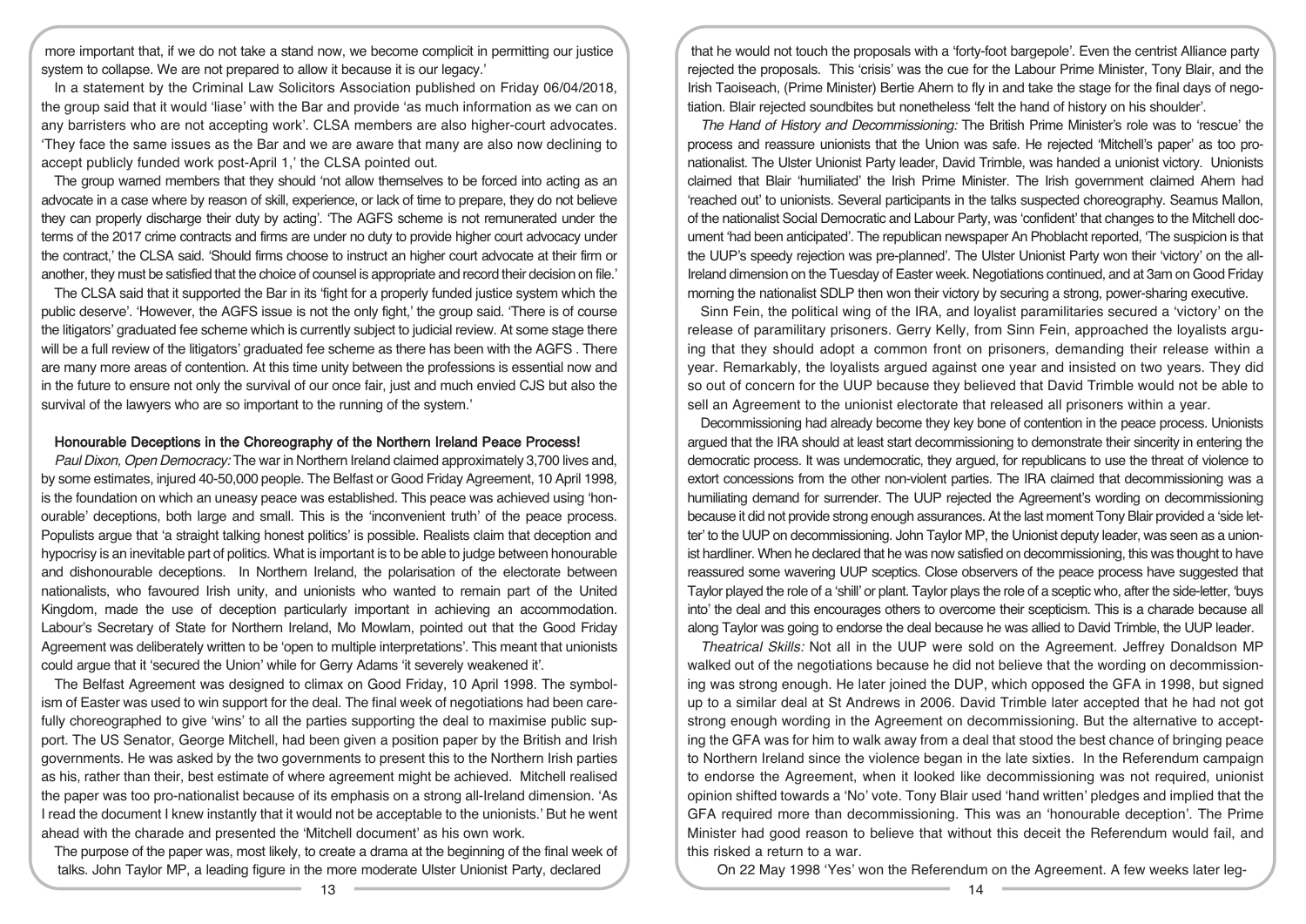more important that, if we do not take a stand now, we become complicit in permitting our justice system to collapse. We are not prepared to allow it because it is our legacy.'

In a statement by the Criminal Law Solicitors Association published on Friday 06/04/2018, the group said that it would 'liase' with the Bar and provide 'as much information as we can on any barristers who are not accepting work'. CLSA members are also higher-court advocates. 'They face the same issues as the Bar and we are aware that many are also now declining to accept publicly funded work post-April 1,' the CLSA pointed out.

The group warned members that they should 'not allow themselves to be forced into acting as an advocate in a case where by reason of skill, experience, or lack of time to prepare, they do not believe they can properly discharge their duty by acting'. 'The AGFS scheme is not remunerated under the terms of the 2017 crime contracts and firms are under no duty to provide higher court advocacy under the contract,' the CLSA said. 'Should firms choose to instruct an higher court advocate at their firm or another, they must be satisfied that the choice of counsel is appropriate and record their decision on file.'

The CLSA said that it supported the Bar in its 'fight for a properly funded justice system which the public deserve'. 'However, the AGFS issue is not the only fight,' the group said. 'There is of course the litigators' graduated fee scheme which is currently subject to judicial review. At some stage there will be a full review of the litigators' graduated fee scheme as there has been with the AGFS . There are many more areas of contention. At this time unity between the professions is essential now and in the future to ensure not only the survival of our once fair, just and much envied CJS but also the survival of the lawyers who are so important to the running of the system.'

**Honourable Deceptions in the Choreography of the Northern Ireland Peace Process!**

*Paul Dixon, Open Democracy:* The war in Northern Ireland claimed approximately 3,700 lives and, by some estimates, injured 40-50,000 people. The Belfast or Good Friday Agreement, 10 April 1998, is the foundation on which an uneasy peace was established. This peace was achieved using 'honourable' deceptions, both large and small. This is the 'inconvenient truth' of the peace process. Populists argue that 'a straight talking honest politics' is possible. Realists claim that deception and hypocrisy is an inevitable part of politics. What is important is to be able to judge between honourable and dishonourable deceptions. In Northern Ireland, the polarisation of the electorate between nationalists, who favoured Irish unity, and unionists who wanted to remain part of the United Kingdom, made the use of deception particularly important in achieving an accommodation. Labour's Secretary of State for Northern Ireland, Mo Mowlam, pointed out that the Good Friday Agreement was deliberately written to be 'open to multiple interpretations'. This meant that unionists could argue that it 'secured the Union' while for Gerry Adams 'it severely weakened it'.

The Belfast Agreement was designed to climax on Good Friday, 10 April 1998. The symbolism of Easter was used to win support for the deal. The final week of negotiations had been carefully choreographed to give 'wins' to all the parties supporting the deal to maximise public support. The US Senator, George Mitchell, had been given a position paper by the British and Irish governments. He was asked by the two governments to present this to the Northern Irish parties as his, rather than their, best estimate of where agreement might be achieved. Mitchell realised the paper was too pro-nationalist because of its emphasis on a strong all-Ireland dimension. 'As I read the document I knew instantly that it would not be acceptable to the unionists.' But he went ahead with the charade and presented the 'Mitchell document' as his own work.

The purpose of the paper was, most likely, to create a drama at the beginning of the final week of talks. John Taylor MP, a leading figure in the more moderate Ulster Unionist Party, declared that he would not touch the proposals with a 'forty-foot bargepole'. Even the centrist Alliance party rejected the proposals. This 'crisis' was the cue for the Labour Prime Minister, Tony Blair, and the Irish Taoiseach, (Prime Minister) Bertie Ahern to fly in and take the stage for the final days of negotiation. Blair rejected soundbites but nonetheless 'felt the hand of history on his shoulder'.

*The Hand of History and Decommissioning:* The British Prime Minister's role was to 'rescue' the process and reassure unionists that the Union was safe. He rejected 'Mitchell's paper' as too pro-nationalist. The Ulster Unionist Party leader, David Trimble, was handed a unionist victory. Unionists claimed that Blair 'humiliated' the Irish Prime Minister. The Irish government claimed Ahern had 'reached out' to unionists. Several participants in the talks suspected choreography. Seamus Mallon, of the nationalist Social Democratic and Labour Party, was 'confident' that changes to the Mitchell document 'had been anticipated'. The republican newspaper An Phoblacht reported, 'The suspicion is that the UUP's speedy rejection was pre-planned'. The Ulster Unionist Party won their 'victory' on the all-Ireland dimension on the Tuesday of Easter week. Negotiations continued, and at 3am on Good Friday morning the nationalist SDLP then won their victory by securing a strong, power-sharing executive.

Sinn Fein, the political wing of the IRA, and loyalist paramilitaries secured a 'victory' on the release of paramilitary prisoners. Gerry Kelly, from Sinn Fein, approached the loyalists arguing that they should adopt a common front on prisoners, demanding their release within a year. Remarkably, the loyalists argued against one year and insisted on two years. They did so out of concern for the UUP because they believed that David Trimble would not be able to sell an Agreement to the unionist electorate that released all prisoners within a year.

Decommissioning had already become they key bone of contention in the peace process. Unionists argued that the IRA should at least start decommissioning to demonstrate their sincerity in entering the democratic process. It was undemocratic, they argued, for republicans to use the threat of violence to extort concessions from the other non-violent parties. The IRA claimed that decommissioning was a humiliating demand for surrender. The UUP rejected the Agreement's wording on decommissioning because it did not provide strong enough assurances. At the last moment Tony Blair provided a 'side letter' to the UUP on decommissioning. John Taylor MP, the Unionist deputy leader, was seen as a unionist hardliner. When he declared that he was now satisfied on decommissioning, this was thought to have reassured some wavering UUP sceptics. Close observers of the peace process have suggested that Taylor played the role of a 'shill' or plant. Taylor plays the role of a sceptic who, after the side-letter, 'buys into' the deal and this encourages others to overcome their scepticism. This is a charade because all along Taylor was going to endorse the deal because he was allied to David Trimble, the UUP leader.

*Theatrical Skills:* Not all in the UUP were sold on the Agreement. Jeffrey Donaldson MP walked out of the negotiations because he did not believe that the wording on decommissioning was strong enough. He later joined the DUP, which opposed the GFA in 1998, but signed up to a similar deal at St Andrews in 2006. David Trimble later accepted that he had not got strong enough wording in the Agreement on decommissioning. But the alternative to accepting the GFA was for him to walk away from a deal that stood the best chance of bringing peace to Northern Ireland since the violence began in the late sixties. In the Referendum campaign to endorse the Agreement, when it looked like decommissioning was not required, unionist opinion shifted towards a 'No' vote. Tony Blair used 'hand written' pledges and implied that the GFA required more than decommissioning. This was an 'honourable deception'. The Prime Minister had good reason to believe that without this deceit the Referendum would fail, and this risked a return to a war.

On 22 May 1998 'Yes' won the Referendum on the Agreement. A few weeks later leg-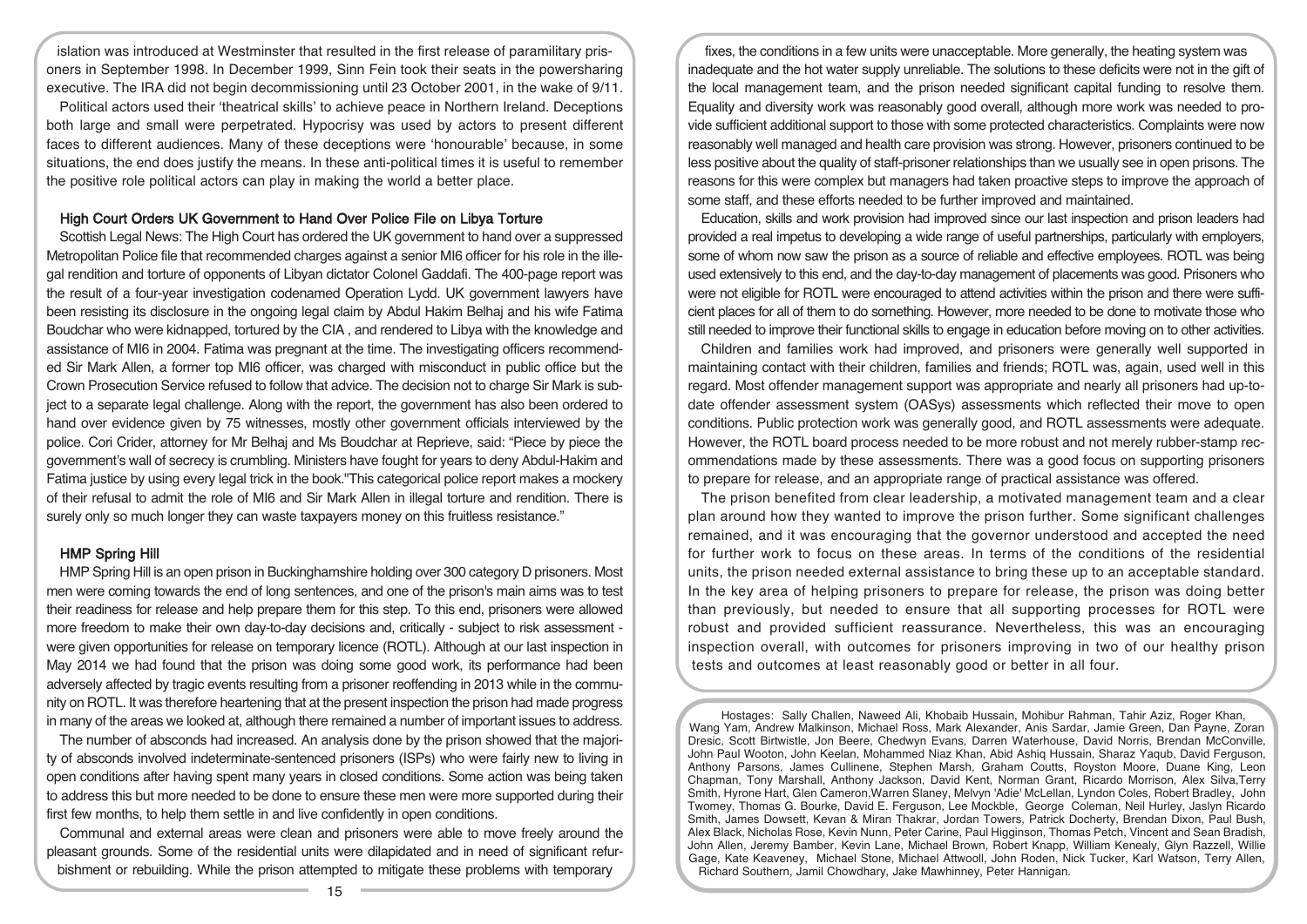islation was introduced at Westminster that resulted in the first release of paramilitary prisoners in September 1998. In December 1999, Sinn Fein took their seats in the powersharing executive. The IRA did not begin decommissioning until 23 October 2001, in the wake of 9/11.

Political actors used their 'theatrical skills' to achieve peace in Northern Ireland. Deceptions both large and small were perpetrated. Hypocrisy was used by actors to present different faces to different audiences. Many of these deceptions were 'honourable' because, in some situations, the end does justify the means. In these anti-political times it is useful to remember the positive role political actors can play in making the world a better place.

## High Court Orders UK Government to Hand Over Police File on Libya Torture

Scottish Legal News: The High Court has ordered the UK government to hand over a suppressed Metropolitan Police file that recommended charges against a senior MI6 officer for his role in the illegal rendition and torture of opponents of Libyan dictator Colonel Gaddafi. The 400-page report was the result of a four-year investigation codenamed Operation Lydd. UK government lawyers have been resisting its disclosure in the ongoing legal claim by Abdul Hakim Belhaj and his wife Fatima Boudchar who were kidnapped, tortured by the CIA , and rendered to Libya with the knowledge and assistance of MI6 in 2004. Fatima was pregnant at the time. The investigating officers recommended Sir Mark Allen, a former top MI6 officer, was charged with misconduct in public office but the Crown Prosecution Service refused to follow that advice. The decision not to charge Sir Mark is subject to a separate legal challenge. Along with the report, the government has also been ordered to hand over evidence given by 75 witnesses, mostly other government officials interviewed by the police. Cori Crider, attorney for Mr Belhaj and Ms Boudchar at Reprieve, said: "Piece by piece the government's wall of secrecy is crumbling. Ministers have fought for years to deny Abdul-Hakim and Fatima justice by using every legal trick in the book."This categorical police report makes a mockery of their refusal to admit the role of MI6 and Sir Mark Allen in illegal torture and rendition. There is surely only so much longer they can waste taxpayers money on this fruitless resistance."

## HMP Spring Hill

HMP Spring Hill is an open prison in Buckinghamshire holding over 300 category D prisoners. Most men were coming towards the end of long sentences, and one of the prison's main aims was to test their readiness for release and help prepare them for this step. To this end, prisoners were allowed more freedom to make their own day-to-day decisions and, critically - subject to risk assessment - were given opportunities for release on temporary licence (ROTL). Although at our last inspection in May 2014 we had found that the prison was doing some good work, its performance had been adversely affected by tragic events resulting from a prisoner reoffending in 2013 while in the community on ROTL. It was therefore heartening that at the present inspection the prison had made progress in many of the areas we looked at, although there remained a number of important issues to address.

The number of absconds had increased. An analysis done by the prison showed that the majority of absconds involved indeterminate-sentenced prisoners (ISPs) who were fairly new to living in open conditions after having spent many years in closed conditions. Some action was being taken to address this but more needed to be done to ensure these men were more supported during their first few months, to help them settle in and live confidently in open conditions.

Communal and external areas were clean and prisoners were able to move freely around the pleasant grounds. Some of the residential units were dilapidated and in need of significant refurbishment or rebuilding. While the prison attempted to mitigate these problems with temporary fixes, the conditions in a few units were unacceptable. More generally, the heating system was inadequate and the hot water supply unreliable. The solutions to these deficits were not in the gift of the local management team, and the prison needed significant capital funding to resolve them. Equality and diversity work was reasonably good overall, although more work was needed to provide sufficient additional support to those with some protected characteristics. Complaints were now reasonably well managed and health care provision was strong. However, prisoners continued to be less positive about the quality of staff-prisoner relationships than we usually see in open prisons. The reasons for this were complex but managers had taken proactive steps to improve the approach of some staff, and these efforts needed to be further improved and maintained.

Education, skills and work provision had improved since our last inspection and prison leaders had provided a real impetus to developing a wide range of useful partnerships, particularly with employers, some of whom now saw the prison as a source of reliable and effective employees. ROTL was being used extensively to this end, and the day-to-day management of placements was good. Prisoners who were not eligible for ROTL were encouraged to attend activities within the prison and there were sufficient places for all of them to do something. However, more needed to be done to motivate those who still needed to improve their functional skills to engage in education before moving on to other activities.

Children and families work had improved, and prisoners were generally well supported in maintaining contact with their children, families and friends; ROTL was, again, used well in this regard. Most offender management support was appropriate and nearly all prisoners had up-to-date offender assessment system (OASys) assessments which reflected their move to open conditions. Public protection work was generally good, and ROTL assessments were adequate. However, the ROTL board process needed to be more robust and not merely rubber-stamp recommendations made by these assessments. There was a good focus on supporting prisoners to prepare for release, and an appropriate range of practical assistance was offered.

The prison benefited from clear leadership, a motivated management team and a clear plan around how they wanted to improve the prison further. Some significant challenges remained, and it was encouraging that the governor understood and accepted the need for further work to focus on these areas. In terms of the conditions of the residential units, the prison needed external assistance to bring these up to an acceptable standard. In the key area of helping prisoners to prepare for release, the prison was doing better than previously, but needed to ensure that all supporting processes for ROTL were robust and provided sufficient reassurance. Nevertheless, this was an encouraging inspection overall, with outcomes for prisoners improving in two of our healthy prison tests and outcomes at least reasonably good or better in all four.

Hostages: Sally Challen, Naweed Ali, Khobaib Hussain, Mohibur Rahman, Tahir Aziz, Roger Khan, Wang Yam, Andrew Malkinson, Michael Ross, Mark Alexander, Anis Sardar, Jamie Green, Dan Payne, Zoran Dresic, Scott Birtwistle, Jon Beere, Chedwyn Evans, Darren Waterhouse, David Norris, Brendan McConville, John Paul Wooton, John Keelan, Mohammed Niaz Khan, Abid Ashiq Hussain, Sharaz Yaqub, David Ferguson, Anthony Parsons, James Cullinene, Stephen Marsh, Graham Coutts, Royston Moore, Duane King, Leon Chapman, Tony Marshall, Anthony Jackson, David Kent, Norman Grant, Ricardo Morrison, Alex Silva,Terry Smith, Hyrone Hart, Glen Cameron,Warren Slaney, Melvyn 'Adie' McLellan, Lyndon Coles, Robert Bradley, John Twomey, Thomas G. Bourke, David E. Ferguson, Lee Mockble, George Coleman, Neil Hurley, Jaslyn Ricardo Smith, James Dowsett, Kevan & Miran Thakrar, Jordan Towers, Patrick Docherty, Brendan Dixon, Paul Bush, Alex Black, Nicholas Rose, Kevin Nunn, Peter Carine, Paul Higginson, Thomas Petch, Vincent and Sean Bradish, John Allen, Jeremy Bamber, Kevin Lane, Michael Brown, Robert Knapp, William Kenealy, Glyn Razzell, Willie Gage, Kate Keaveney, Michael Stone, Michael Attwooll, John Roden, Nick Tucker, Karl Watson, Terry Allen, Richard Southern, Jamil Chowdhary, Jake Mawhinney, Peter Hannigan.